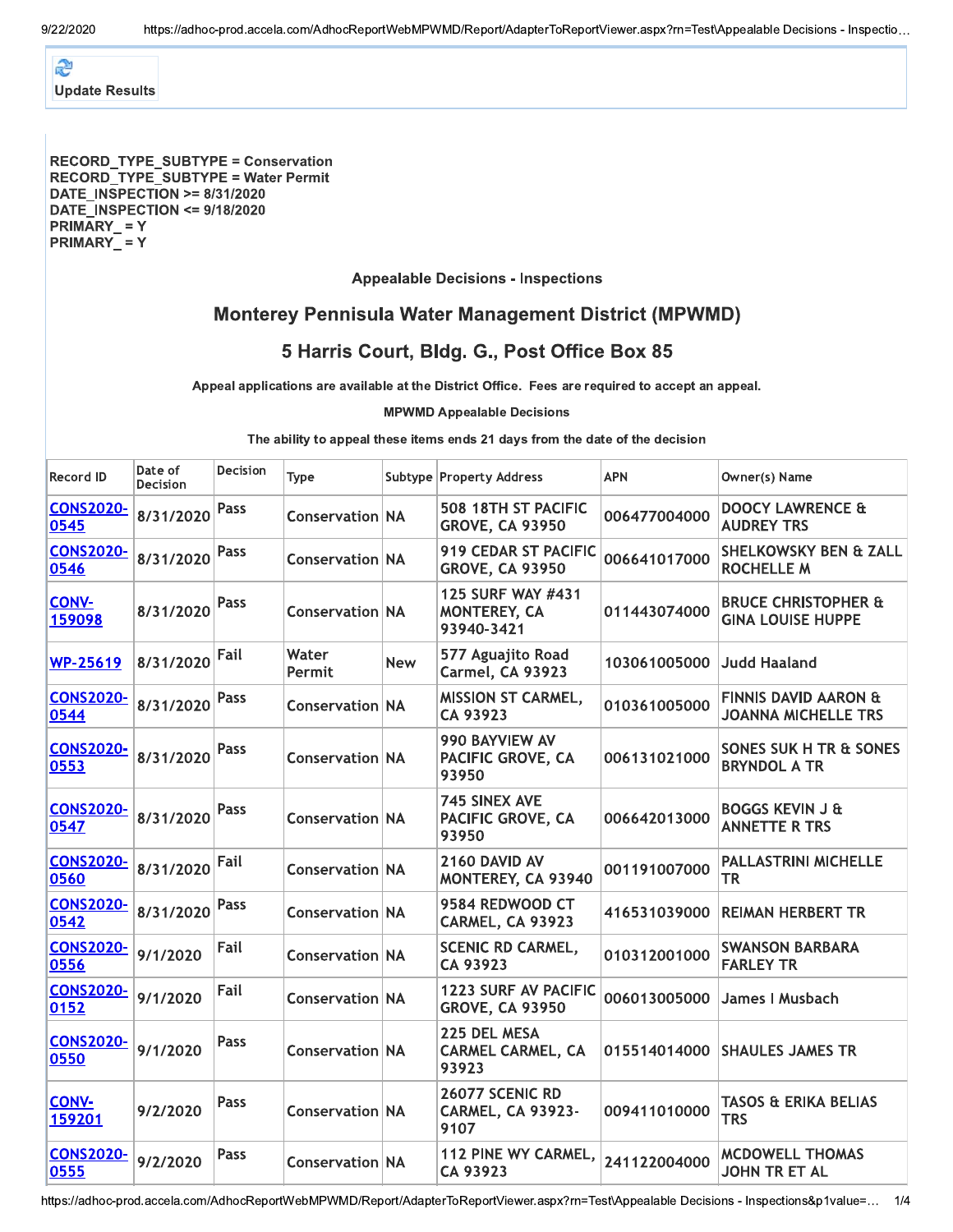Update Results

RECORD_TYPE_SUBTYPE = Conservation
RECORD_TYPE_SUBTYPE = Water Permit
DATE_INSPECTION >= 8/31/2020
DATE_INSPECTION <= 9/18/2020
PRIMARY_ = Y
PRIMARY_ = Y

### Appealable Decisions - Inspections

## Monterey Pennisula Water Management District (MPWMD)

## 5 Harris Court, Bldg. G., Post Office Box 85

Appeal applications are available at the District Office. Fees are required to accept an appeal.

MPWMD Appealable Decisions

The ability to appeal these items ends 21 days from the date of the decision

| Record ID | Date of Decision | Decision | Type | Subtype | Property Address | APN | Owner(s) Name |
|---|---|---|---|---|---|---|---|
| CONS2020-0545 | 8/31/2020 | Pass | Conservation | NA | 508 18TH ST PACIFIC GROVE, CA 93950 | 006477004000 | DOOCY LAWRENCE & AUDREY TRS |
| CONS2020-0546 | 8/31/2020 | Pass | Conservation | NA | 919 CEDAR ST PACIFIC GROVE, CA 93950 | 006641017000 | SHELKOWSKY BEN & ZALL ROCHELLE M |
| CONV-159098 | 8/31/2020 | Pass | Conservation | NA | 125 SURF WAY #431 MONTEREY, CA 93940-3421 | 011443074000 | BRUCE CHRISTOPHER & GINA LOUISE HUPPE |
| WP-25619 | 8/31/2020 | Fail | Water Permit | New | 577 Aguajito Road Carmel, CA 93923 | 103061005000 | Judd Haaland |
| CONS2020-0544 | 8/31/2020 | Pass | Conservation | NA | MISSION ST CARMEL, CA 93923 | 010361005000 | FINNIS DAVID AARON & JOANNA MICHELLE TRS |
| CONS2020-0553 | 8/31/2020 | Pass | Conservation | NA | 990 BAYVIEW AV PACIFIC GROVE, CA 93950 | 006131021000 | SONES SUK H TR & SONES BRYNDOL A TR |
| CONS2020-0547 | 8/31/2020 | Pass | Conservation | NA | 745 SINEX AVE PACIFIC GROVE, CA 93950 | 006642013000 | BOGGS KEVIN J & ANNETTE R TRS |
| CONS2020-0560 | 8/31/2020 | Fail | Conservation | NA | 2160 DAVID AV MONTEREY, CA 93940 | 001191007000 | PALLASTRINI MICHELLE TR |
| CONS2020-0542 | 8/31/2020 | Pass | Conservation | NA | 9584 REDWOOD CT CARMEL, CA 93923 | 416531039000 | REIMAN HERBERT TR |
| CONS2020-0556 | 9/1/2020 | Fail | Conservation | NA | SCENIC RD CARMEL, CA 93923 | 010312001000 | SWANSON BARBARA FARLEY TR |
| CONS2020-0152 | 9/1/2020 | Fail | Conservation | NA | 1223 SURF AV PACIFIC GROVE, CA 93950 | 006013005000 | James I Musbach |
| CONS2020-0550 | 9/1/2020 | Pass | Conservation | NA | 225 DEL MESA CARMEL CARMEL, CA 93923 | 015514014000 | SHAULES JAMES TR |
| CONV-159201 | 9/2/2020 | Pass | Conservation | NA | 26077 SCENIC RD CARMEL, CA 93923-9107 | 009411010000 | TASOS & ERIKA BELIAS TRS |
| CONS2020-0555 | 9/2/2020 | Pass | Conservation | NA | 112 PINE WY CARMEL, CA 93923 | 241122004000 | MCDOWELL THOMAS JOHN TR ET AL |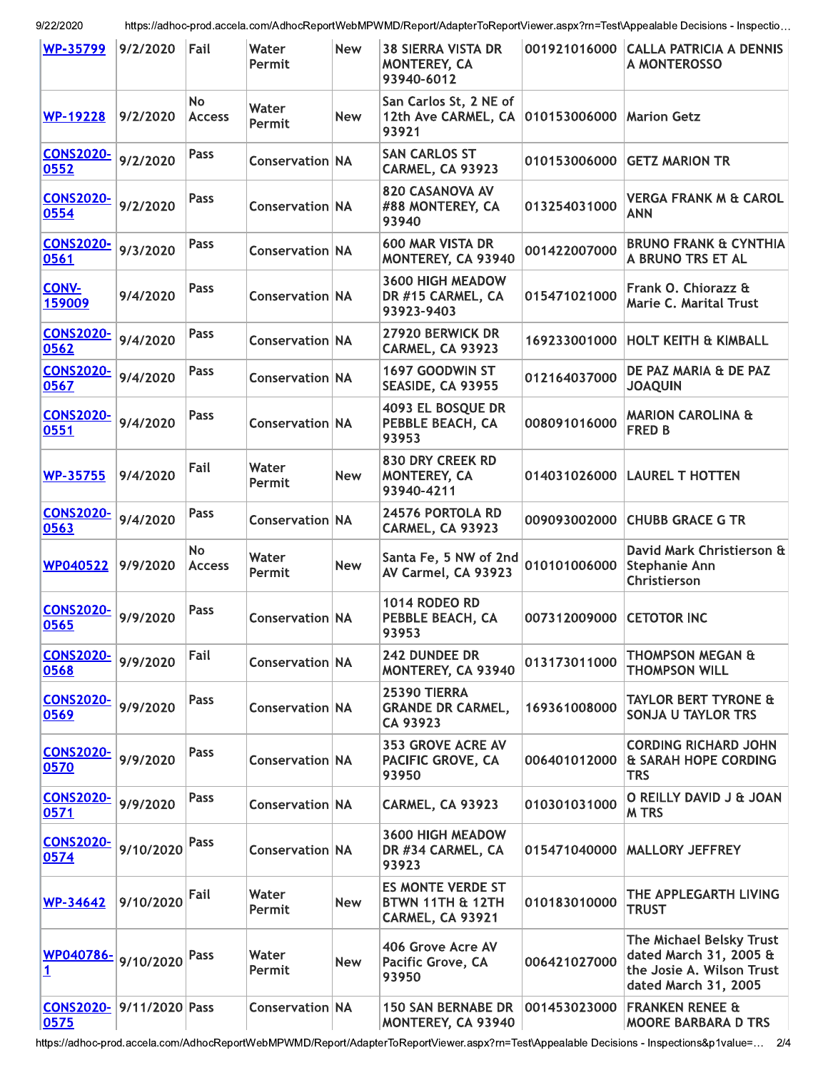| WP-35799 | 9/2/2020 | Fail | Water Permit | New | 38 SIERRA VISTA DR MONTEREY, CA 93940-6012 | 001921016000 | CALLA PATRICIA A DENNIS A MONTEROSSO |
|---|---|---|---|---|---|---|---|
| WP-19228 | 9/2/2020 | No Access | Water Permit | New | San Carlos St, 2 NE of 12th Ave CARMEL, CA 93921 | 010153006000 | Marion Getz |
| CONS2020-0552 | 9/2/2020 | Pass | Conservation | NA | SAN CARLOS ST CARMEL, CA 93923 | 010153006000 | GETZ MARION TR |
| CONS2020-0554 | 9/2/2020 | Pass | Conservation | NA | 820 CASANOVA AV #88 MONTEREY, CA 93940 | 013254031000 | VERGA FRANK M & CAROL ANN |
| CONS2020-0561 | 9/3/2020 | Pass | Conservation | NA | 600 MAR VISTA DR MONTEREY, CA 93940 | 001422007000 | BRUNO FRANK & CYNTHIA A BRUNO TRS ET AL |
| CONV-159009 | 9/4/2020 | Pass | Conservation | NA | 3600 HIGH MEADOW DR #15 CARMEL, CA 93923-9403 | 015471021000 | Frank O. Chiorazz & Marie C. Marital Trust |
| CONS2020-0562 | 9/4/2020 | Pass | Conservation | NA | 27920 BERWICK DR CARMEL, CA 93923 | 169233001000 | HOLT KEITH & KIMBALL |
| CONS2020-0567 | 9/4/2020 | Pass | Conservation | NA | 1697 GOODWIN ST SEASIDE, CA 93955 | 012164037000 | DE PAZ MARIA & DE PAZ JOAQUIN |
| CONS2020-0551 | 9/4/2020 | Pass | Conservation | NA | 4093 EL BOSQUE DR PEBBLE BEACH, CA 93953 | 008091016000 | MARION CAROLINA & FRED B |
| WP-35755 | 9/4/2020 | Fail | Water Permit | New | 830 DRY CREEK RD MONTEREY, CA 93940-4211 | 014031026000 | LAUREL T HOTTEN |
| CONS2020-0563 | 9/4/2020 | Pass | Conservation | NA | 24576 PORTOLA RD CARMEL, CA 93923 | 009093002000 | CHUBB GRACE G TR |
| WP040522 | 9/9/2020 | No Access | Water Permit | New | Santa Fe, 5 NW of 2nd AV Carmel, CA 93923 | 010101006000 | David Mark Christierson & Stephanie Ann Christierson |
| CONS2020-0565 | 9/9/2020 | Pass | Conservation | NA | 1014 RODEO RD PEBBLE BEACH, CA 93953 | 007312009000 | CETOTOR INC |
| CONS2020-0568 | 9/9/2020 | Fail | Conservation | NA | 242 DUNDEE DR MONTEREY, CA 93940 | 013173011000 | THOMPSON MEGAN & THOMPSON WILL |
| CONS2020-0569 | 9/9/2020 | Pass | Conservation | NA | 25390 TIERRA GRANDE DR CARMEL, CA 93923 | 169361008000 | TAYLOR BERT TYRONE & SONJA U TAYLOR TRS |
| CONS2020-0570 | 9/9/2020 | Pass | Conservation | NA | 353 GROVE ACRE AV PACIFIC GROVE, CA 93950 | 006401012000 | CORDING RICHARD JOHN & SARAH HOPE CORDING TRS |
| CONS2020-0571 | 9/9/2020 | Pass | Conservation | NA | CARMEL, CA 93923 | 010301031000 | O REILLY DAVID J & JOAN M TRS |
| CONS2020-0574 | 9/10/2020 | Pass | Conservation | NA | 3600 HIGH MEADOW DR #34 CARMEL, CA 93923 | 015471040000 | MALLORY JEFFREY |
| WP-34642 | 9/10/2020 | Fail | Water Permit | New | ES MONTE VERDE ST BTWN 11TH & 12TH CARMEL, CA 93921 | 010183010000 | THE APPLEGARTH LIVING TRUST |
| WP040786-1 | 9/10/2020 | Pass | Water Permit | New | 406 Grove Acre AV Pacific Grove, CA 93950 | 006421027000 | The Michael Belsky Trust dated March 31, 2005 & the Josie A. Wilson Trust dated March 31, 2005 |
| CONS2020-0575 | 9/11/2020 | Pass | Conservation | NA | 150 SAN BERNABE DR MONTEREY, CA 93940 | 001453023000 | FRANKEN RENEE & MOORE BARBARA D TRS |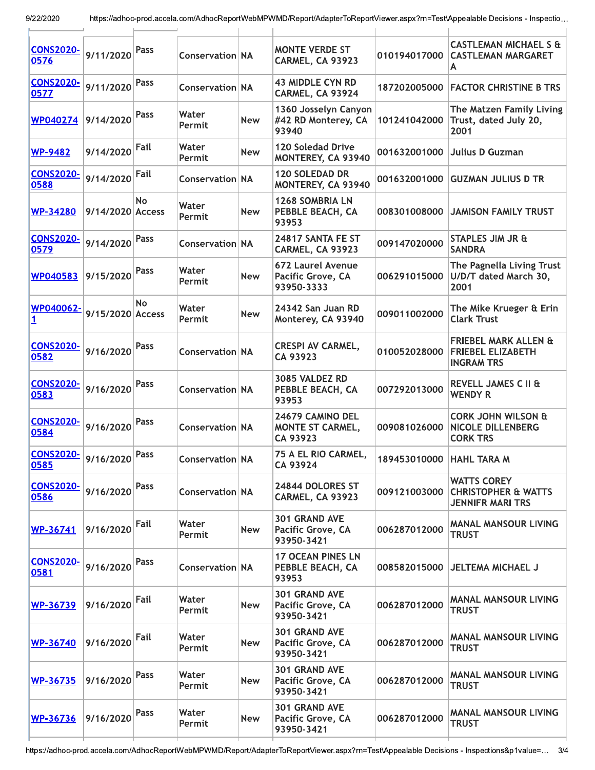| | | | | | | | |
|---|---|---|---|---|---|---|---|
| CONS2020-0576 | 9/11/2020 | Pass | Conservation | NA | MONTE VERDE ST CARMEL, CA 93923 | 010194017000 | CASTLEMAN MICHAEL S & CASTLEMAN MARGARET A |
| CONS2020-0577 | 9/11/2020 | Pass | Conservation | NA | 43 MIDDLE CYN RD CARMEL, CA 93924 | 187202005000 | FACTOR CHRISTINE B TRS |
| WP040274 | 9/14/2020 | Pass | Water Permit | New | 1360 Josselyn Canyon #42 RD Monterey, CA 93940 | 101241042000 | The Matzen Family Living Trust, dated July 20, 2001 |
| WP-9482 | 9/14/2020 | Fail | Water Permit | New | 120 Soledad Drive MONTEREY, CA 93940 | 001632001000 | Julius D Guzman |
| CONS2020-0588 | 9/14/2020 | Fail | Conservation | NA | 120 SOLEDAD DR MONTEREY, CA 93940 | 001632001000 | GUZMAN JULIUS D TR |
| WP-34280 | 9/14/2020 | No Access | Water Permit | New | 1268 SOMBRIA LN PEBBLE BEACH, CA 93953 | 008301008000 | JAMISON FAMILY TRUST |
| CONS2020-0579 | 9/14/2020 | Pass | Conservation | NA | 24817 SANTA FE ST CARMEL, CA 93923 | 009147020000 | STAPLES JIM JR & SANDRA |
| WP040583 | 9/15/2020 | Pass | Water Permit | New | 672 Laurel Avenue Pacific Grove, CA 93950-3333 | 006291015000 | The Pagnella Living Trust U/D/T dated March 30, 2001 |
| WP040062-1 | 9/15/2020 | No Access | Water Permit | New | 24342 San Juan RD Monterey, CA 93940 | 009011002000 | The Mike Krueger & Erin Clark Trust |
| CONS2020-0582 | 9/16/2020 | Pass | Conservation | NA | CRESPI AV CARMEL, CA 93923 | 010052028000 | FRIEBEL MARK ALLEN & FRIEBEL ELIZABETH INGRAM TRS |
| CONS2020-0583 | 9/16/2020 | Pass | Conservation | NA | 3085 VALDEZ RD PEBBLE BEACH, CA 93953 | 007292013000 | REVELL JAMES C II & WENDY R |
| CONS2020-0584 | 9/16/2020 | Pass | Conservation | NA | 24679 CAMINO DEL MONTE ST CARMEL, CA 93923 | 009081026000 | CORK JOHN WILSON & NICOLE DILLENBERG CORK TRS |
| CONS2020-0585 | 9/16/2020 | Pass | Conservation | NA | 75 A EL RIO CARMEL, CA 93924 | 189453010000 | HAHL TARA M |
| CONS2020-0586 | 9/16/2020 | Pass | Conservation | NA | 24844 DOLORES ST CARMEL, CA 93923 | 009121003000 | WATTS COREY CHRISTOPHER & WATTS JENNIFR MARI TRS |
| WP-36741 | 9/16/2020 | Fail | Water Permit | New | 301 GRAND AVE Pacific Grove, CA 93950-3421 | 006287012000 | MANAL MANSOUR LIVING TRUST |
| CONS2020-0581 | 9/16/2020 | Pass | Conservation | NA | 17 OCEAN PINES LN PEBBLE BEACH, CA 93953 | 008582015000 | JELTEMA MICHAEL J |
| WP-36739 | 9/16/2020 | Fail | Water Permit | New | 301 GRAND AVE Pacific Grove, CA 93950-3421 | 006287012000 | MANAL MANSOUR LIVING TRUST |
| WP-36740 | 9/16/2020 | Fail | Water Permit | New | 301 GRAND AVE Pacific Grove, CA 93950-3421 | 006287012000 | MANAL MANSOUR LIVING TRUST |
| WP-36735 | 9/16/2020 | Pass | Water Permit | New | 301 GRAND AVE Pacific Grove, CA 93950-3421 | 006287012000 | MANAL MANSOUR LIVING TRUST |
| WP-36736 | 9/16/2020 | Pass | Water Permit | New | 301 GRAND AVE Pacific Grove, CA 93950-3421 | 006287012000 | MANAL MANSOUR LIVING TRUST |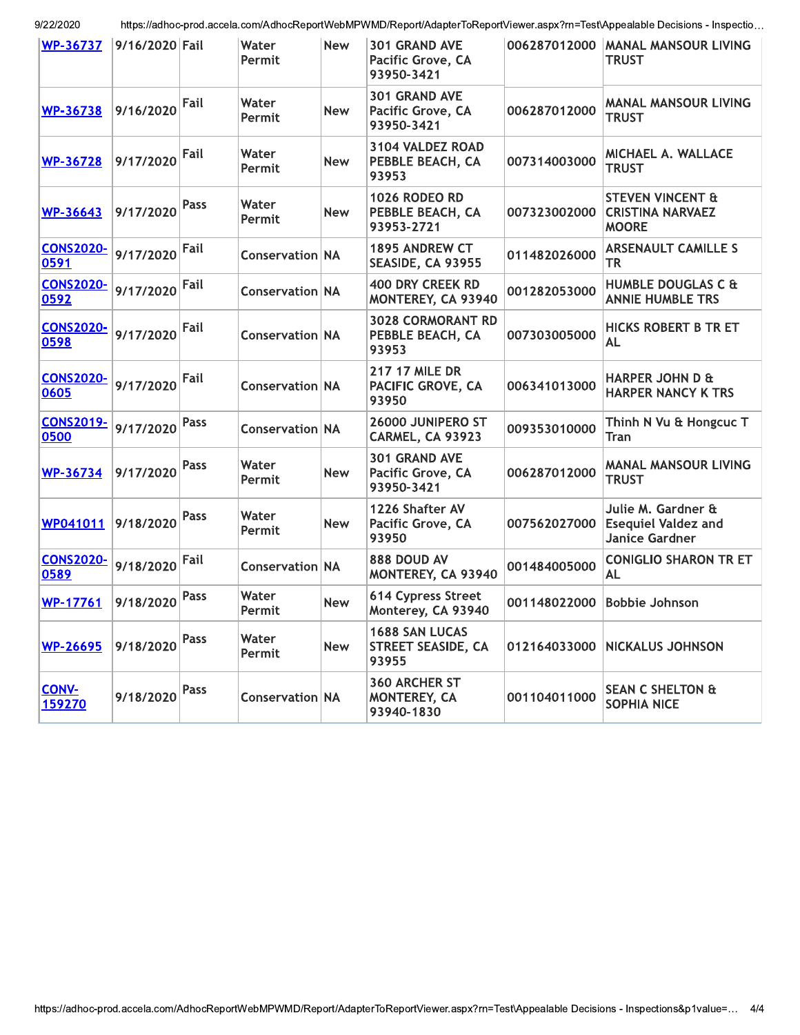| | | | | | | | |
|---|---|---|---|---|---|---|---|
| WP-36737 | 9/16/2020 | Fail | Water Permit | New | 301 GRAND AVE Pacific Grove, CA 93950-3421 | 006287012000 | MANAL MANSOUR LIVING TRUST |
| WP-36738 | 9/16/2020 | Fail | Water Permit | New | 301 GRAND AVE Pacific Grove, CA 93950-3421 | 006287012000 | MANAL MANSOUR LIVING TRUST |
| WP-36728 | 9/17/2020 | Fail | Water Permit | New | 3104 VALDEZ ROAD PEBBLE BEACH, CA 93953 | 007314003000 | MICHAEL A. WALLACE TRUST |
| WP-36643 | 9/17/2020 | Pass | Water Permit | New | 1026 RODEO RD PEBBLE BEACH, CA 93953-2721 | 007323002000 | STEVEN VINCENT & CRISTINA NARVAEZ MOORE |
| CONS2020-0591 | 9/17/2020 | Fail | Conservation | NA | 1895 ANDREW CT SEASIDE, CA 93955 | 011482026000 | ARSENAULT CAMILLE S TR |
| CONS2020-0592 | 9/17/2020 | Fail | Conservation | NA | 400 DRY CREEK RD MONTEREY, CA 93940 | 001282053000 | HUMBLE DOUGLAS C & ANNIE HUMBLE TRS |
| CONS2020-0598 | 9/17/2020 | Fail | Conservation | NA | 3028 CORMORANT RD PEBBLE BEACH, CA 93953 | 007303005000 | HICKS ROBERT B TR ET AL |
| CONS2020-0605 | 9/17/2020 | Fail | Conservation | NA | 217 17 MILE DR PACIFIC GROVE, CA 93950 | 006341013000 | HARPER JOHN D & HARPER NANCY K TRS |
| CONS2019-0500 | 9/17/2020 | Pass | Conservation | NA | 26000 JUNIPERO ST CARMEL, CA 93923 | 009353010000 | Thinh N Vu & Hongcuc T Tran |
| WP-36734 | 9/17/2020 | Pass | Water Permit | New | 301 GRAND AVE Pacific Grove, CA 93950-3421 | 006287012000 | MANAL MANSOUR LIVING TRUST |
| WP041011 | 9/18/2020 | Pass | Water Permit | New | 1226 Shafter AV Pacific Grove, CA 93950 | 007562027000 | Julie M. Gardner & Esequiel Valdez and Janice Gardner |
| CONS2020-0589 | 9/18/2020 | Fail | Conservation | NA | 888 DOUD AV MONTEREY, CA 93940 | 001484005000 | CONIGLIO SHARON TR ET AL |
| WP-17761 | 9/18/2020 | Pass | Water Permit | New | 614 Cypress Street Monterey, CA 93940 | 001148022000 | Bobbie Johnson |
| WP-26695 | 9/18/2020 | Pass | Water Permit | New | 1688 SAN LUCAS STREET SEASIDE, CA 93955 | 012164033000 | NICKALUS JOHNSON |
| CONV-159270 | 9/18/2020 | Pass | Conservation | NA | 360 ARCHER ST MONTEREY, CA 93940-1830 | 001104011000 | SEAN C SHELTON & SOPHIA NICE |